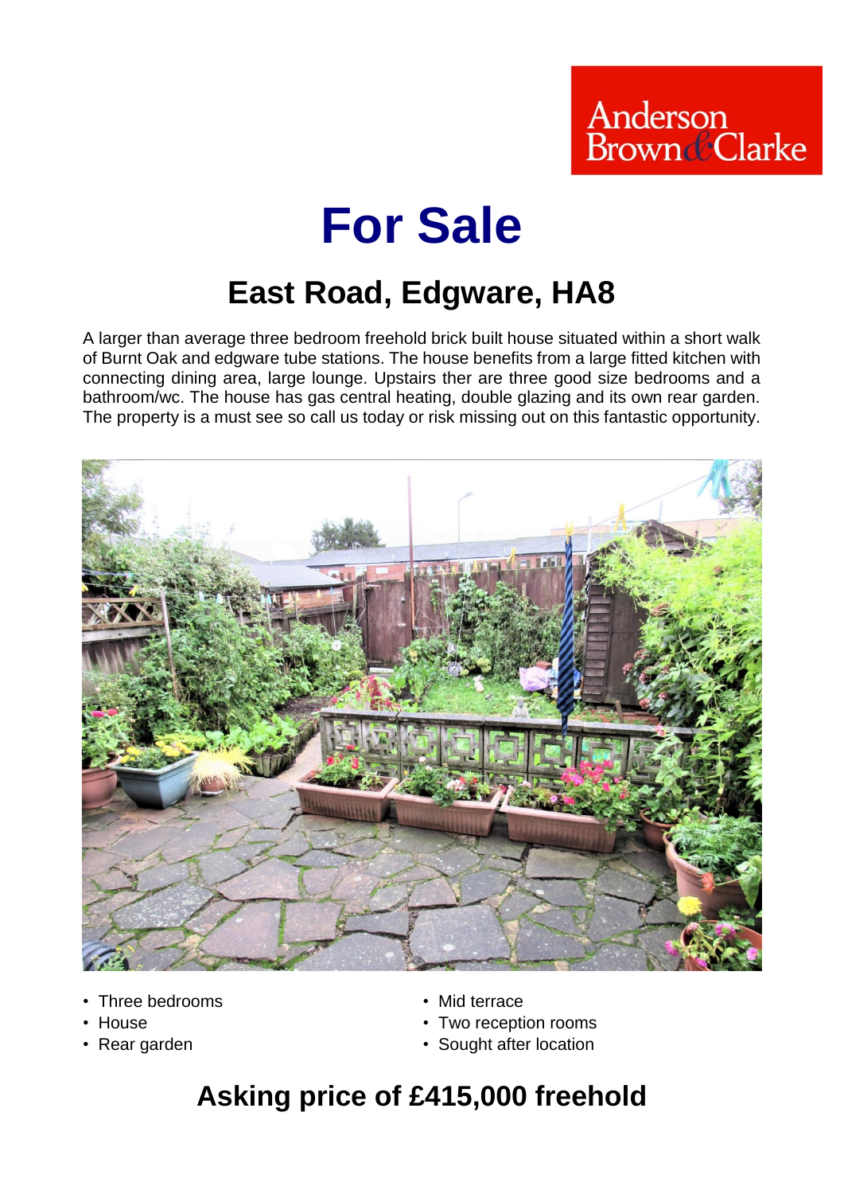Anderson Brown & Clarke

# For Sale

## East Road, Edgware, HA8

A larger than average three bedroom freehold brick built house situated within a short walk of Burnt Oak and edgware tube stations. The house benefits from a large fitted kitchen with connecting dining area, large lounge. Upstairs ther are three good size bedrooms and a bathroom/wc. The house has gas central heating, double glazing and its own rear garden. The property is a must see so call us today or risk missing out on this fantastic opportunity.

- Three bedrooms
- House
- Rear garden
- Mid terrace
- Two reception rooms
- Sought after location

## Asking price of £415,000 freehold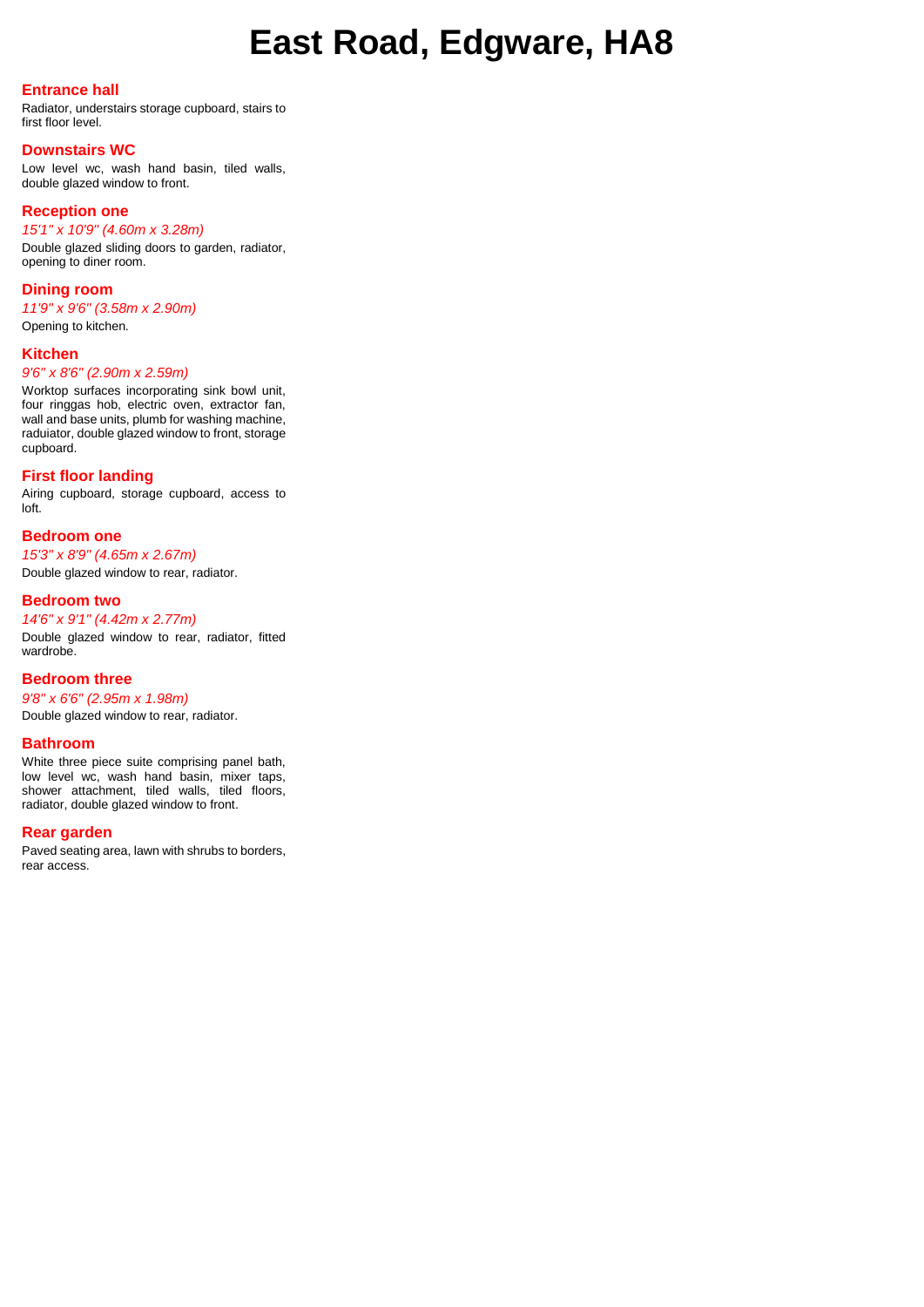# East Road, Edgware, HA8

## Entrance hall

Radiator, understairs storage cupboard, stairs to first floor level.

## Downstairs WC

Low level wc, wash hand basin, tiled walls, double glazed window to front.

## Reception one

*15'1" x 10'9" (4.60m x 3.28m)*

Double glazed sliding doors to garden, radiator, opening to diner room.

## Dining room

*11'9" x 9'6" (3.58m x 2.90m)*

Opening to kitchen.

## Kitchen

*9'6" x 8'6" (2.90m x 2.59m)*

Worktop surfaces incorporating sink bowl unit, four ringgas hob, electric oven, extractor fan, wall and base units, plumb for washing machine, raduiator, double glazed window to front, storage cupboard.

## First floor landing

Airing cupboard, storage cupboard, access to loft.

## Bedroom one

*15'3" x 8'9" (4.65m x 2.67m)*

Double glazed window to rear, radiator.

## Bedroom two

*14'6" x 9'1" (4.42m x 2.77m)*

Double glazed window to rear, radiator, fitted wardrobe.

## Bedroom three

*9'8" x 6'6" (2.95m x 1.98m)*

Double glazed window to rear, radiator.

## Bathroom

White three piece suite comprising panel bath, low level wc, wash hand basin, mixer taps, shower attachment, tiled walls, tiled floors, radiator, double glazed window to front.

## Rear garden

Paved seating area, lawn with shrubs to borders, rear access.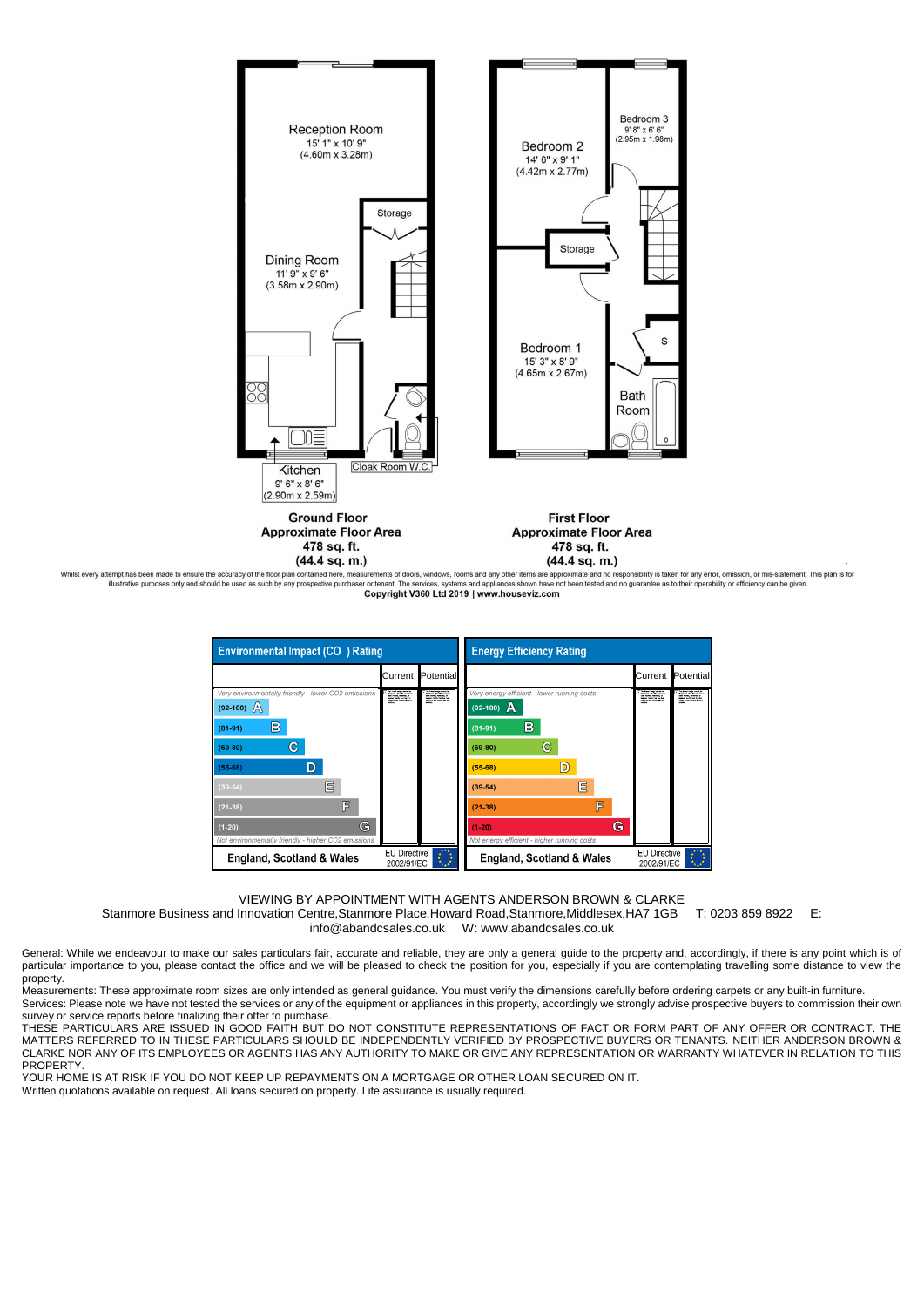Reception Room
15' 1" x 10' 9"
(4.60m x 3.28m)

Storage

Dining Room
11' 9" x 9' 6"
(3.58m x 2.90m)

Kitchen
9' 6" x 8' 6"
(2.90m x 2.59m)

Cloak Room W.C.

Bedroom 3
9' 8" x 6' 6"
(2.95m x 1.98m)

Bedroom 2
14' 6" x 9' 1"
(4.42m x 2.77m)

Storage

Bedroom 1
15' 3" x 8' 9"
(4.65m x 2.67m)

S

Bath Room

**Ground Floor**
**Approximate Floor Area**
**478 sq. ft.**
**(44.4 sq. m.)**

**First Floor**
**Approximate Floor Area**
**478 sq. ft.**
**(44.4 sq. m.)**

Whilst every attempt has been made to ensure the accuracy of the floor plan contained here, measurements of doors, windows, rooms and any other items are approximate and no responsibility is taken for any error, omission, or mis-statement. This plan is for illustrative purposes only and should be used as such by any prospective purchaser or tenant. The services, systems and appliances shown have not been tested and no guarantee as to their operability or efficiency can be given.
**Copyright V360 Ltd 2019 | www.houseviz.com**

**Environmental Impact (CO ) Rating**

Current
Potential

Very environmentally friendly - lower CO2 emissions
(92-100) A
(81-91) B
(69-80) C
(55-68) D
(39-54) E
(21-38) F
(1-20) G
Not environmentally friendly - higher CO2 emissions

England, Scotland & Wales
EU Directive 2002/91/EC

**Energy Efficiency Rating**

Current
Potential

Very energy efficient - lower running costs
(92-100) A
(81-91) B
(69-80) C
(55-68) D
(39-54) E
(21-38) F
(1-20) G
Not energy efficient - higher running costs

England, Scotland & Wales
EU Directive 2002/91/EC

VIEWING BY APPOINTMENT WITH AGENTS ANDERSON BROWN & CLARKE
Stanmore Business and Innovation Centre,Stanmore Place,Howard Road,Stanmore,Middlesex,HA7 1GB T: 0203 859 8922 E: info@abandcsales.co.uk W: www.abandcsales.co.uk

General: While we endeavour to make our sales particulars fair, accurate and reliable, they are only a general guide to the property and, accordingly, if there is any point which is of particular importance to you, please contact the office and we will be pleased to check the position for you, especially if you are contemplating travelling some distance to view the property.

Measurements: These approximate room sizes are only intended as general guidance. You must verify the dimensions carefully before ordering carpets or any built-in furniture.

Services: Please note we have not tested the services or any of the equipment or appliances in this property, accordingly we strongly advise prospective buyers to commission their own survey or service reports before finalizing their offer to purchase.

THESE PARTICULARS ARE ISSUED IN GOOD FAITH BUT DO NOT CONSTITUTE REPRESENTATIONS OF FACT OR FORM PART OF ANY OFFER OR CONTRACT. THE MATTERS REFERRED TO IN THESE PARTICULARS SHOULD BE INDEPENDENTLY VERIFIED BY PROSPECTIVE BUYERS OR TENANTS. NEITHER ANDERSON BROWN & CLARKE NOR ANY OF ITS EMPLOYEES OR AGENTS HAS ANY AUTHORITY TO MAKE OR GIVE ANY REPRESENTATION OR WARRANTY WHATEVER IN RELATION TO THIS PROPERTY.

YOUR HOME IS AT RISK IF YOU DO NOT KEEP UP REPAYMENTS ON A MORTGAGE OR OTHER LOAN SECURED ON IT.

Written quotations available on request. All loans secured on property. Life assurance is usually required.